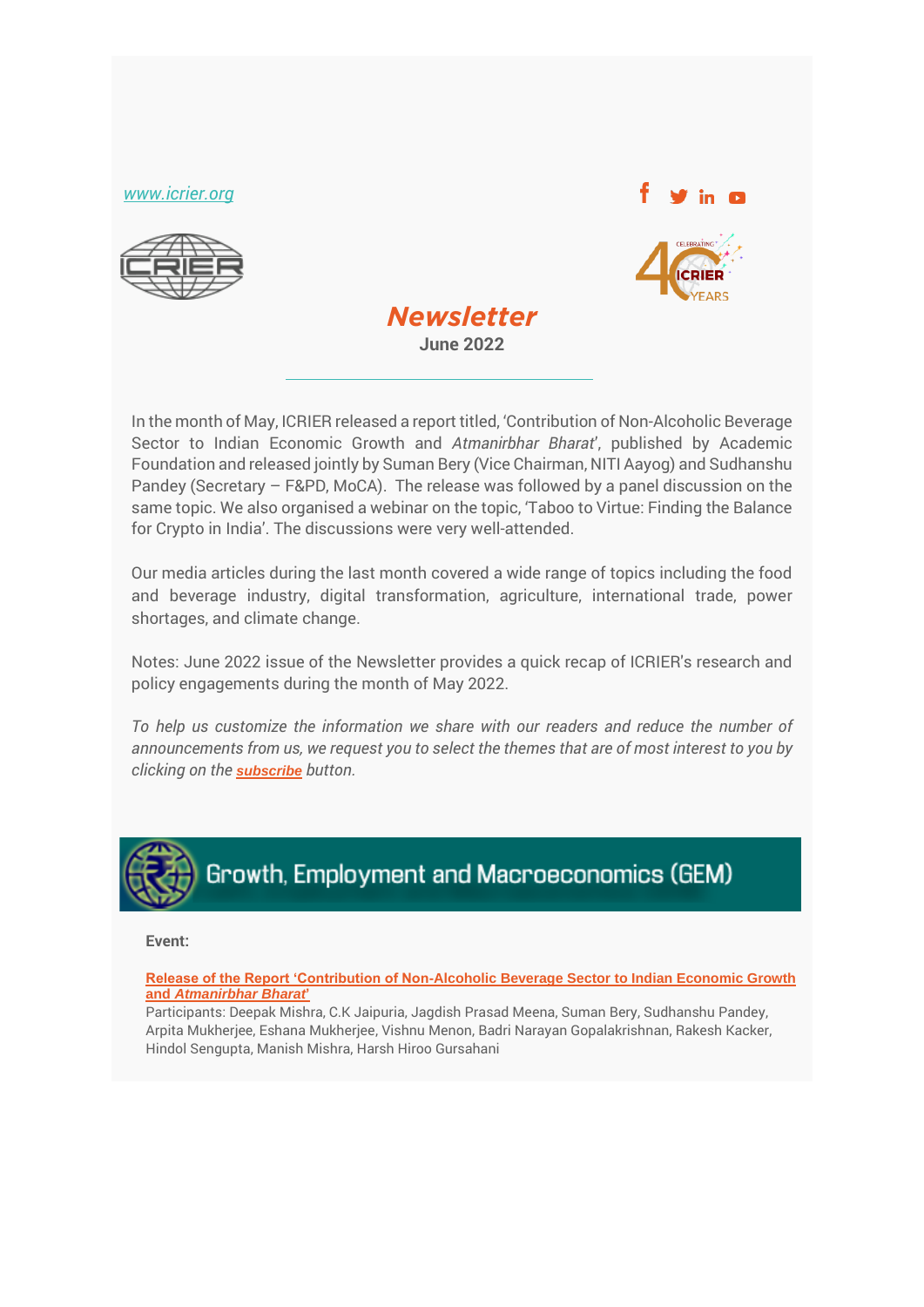www.icrier.org

# *Newsletter*

**June 2022**

---

In the month of May, ICRIER released a report titled, 'Contribution of Non-Alcoholic Beverage Sector to Indian Growth and *Atmanirbhar Bharat*', published by Academic Foundation and released jointly by Suman Bery (Vice Chairman, NITI Aayog) and Sudhanshu Pandey (Secretary – F&PD, MoCA). The release was followed by a panel discussion on the same topic. We also organised a webinar on the topic, 'Taboo to Virtue: Finding the Balance for Crypto in India'. The discussions were very well-attended.

Our media articles during the last month covered a wide range of topics including the food and beverage industry, digital transformation, agriculture, international trade, power shortages, and climate change.

Notes: June 2022 issue of the Newsletter provides a quick recap of ICRIER's research and policy engagements during the month of May 2022.

*To help us customize the information we share with our readers and reduce the number of announcements from us, we request you to select the themes that are of most interest to you by clicking on the* ***subscribe*** *button.*

## Growth, Employment and Macroeconomics (GEM)

**Event:**

**Release of the Report 'Contribution of Non-Alcoholic Beverage Sector to Indian Economic Growth and *Atmanirbhar Bharat*'**

Participants: Deepak Mishra, C.K Jaipuria, Jagdish Prasad Meena, Suman Bery, Sudhanshu Pandey, Arpita Mukherjee, Eshana Mukherjee, Vishnu Menon, Badri Narayan Gopalakrishnan, Rakesh Kacker, Hindol Sengupta, Manish Mishra, Harsh Hiroo Gursahani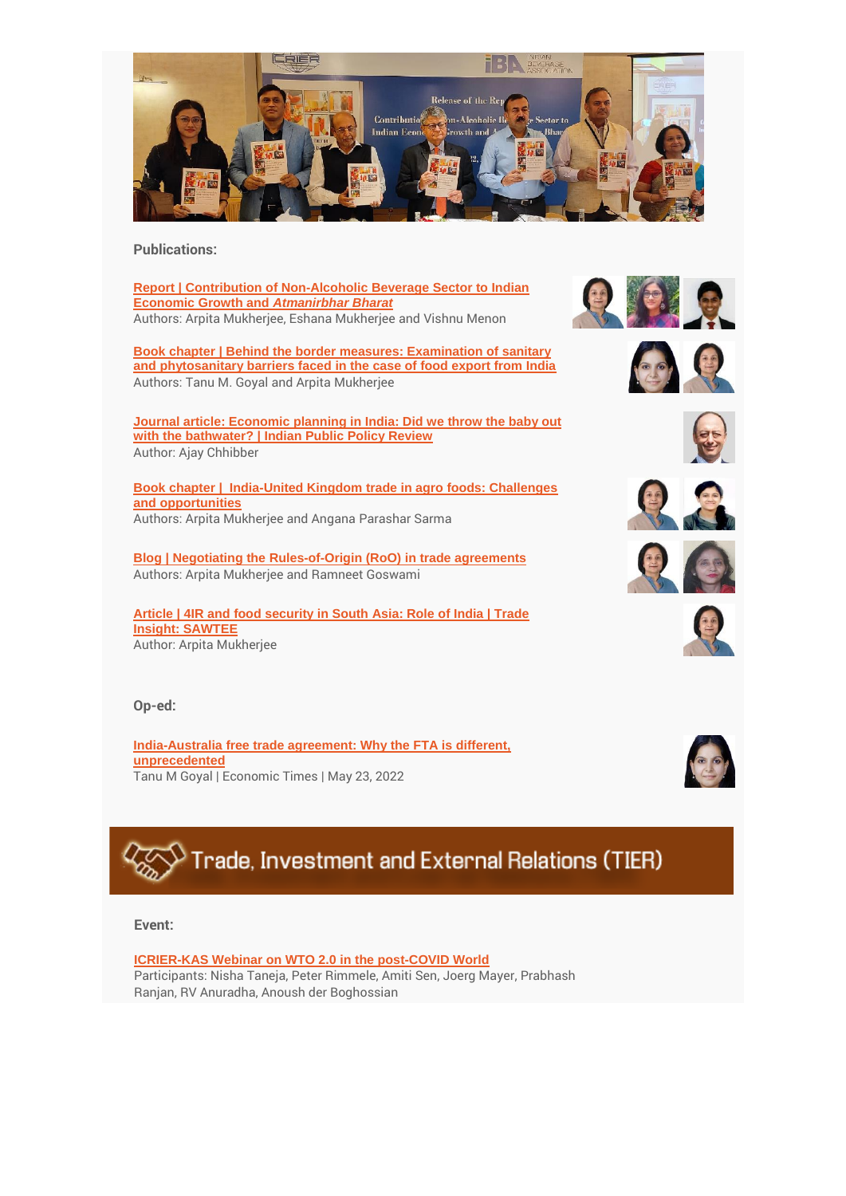**Publications:**

**Report | Contribution of Non-Alcoholic Beverage Sector to Indian Economic Growth and *Atmanirbhar Bharat***
Authors: Arpita Mukherjee, Eshana Mukherjee and Vishnu Menon

**Book chapter | Behind the border measures: Examination of sanitary and phytosanitary barriers faced in the case of food export from India**
Authors: Tanu M. Goyal and Arpita Mukherjee

**Journal article: Economic planning in India: Did we throw the baby out with the bathwater? | Indian Public Policy Review**
Author: Ajay Chhibber

**Book chapter | India-United Kingdom trade in agro foods: Challenges and opportunities**
Authors: Arpita Mukherjee and Angana Parashar Sarma

**Blog | Negotiating the Rules-of-Origin (RoO) in trade agreements**
Authors: Arpita Mukherjee and Ramneet Goswami

**Article | 4IR and food security in South Asia: Role of India | Trade Insight: SAWTEE**
Author: Arpita Mukherjee

**Op-ed:**

**India-Australia free trade agreement: Why the FTA is different, unprecedented**
Tanu M Goyal | Economic Times | May 23, 2022

## Trade, Investment and External Relations (TIER)

**Event:**

**ICRIER-KAS Webinar on WTO 2.0 in the post-COVID World**
Participants: Nisha Taneja, Peter Rimmele, Amiti Sen, Joerg Mayer, Prabhash Ranjan, RV Anuradha, Anoush der Boghossian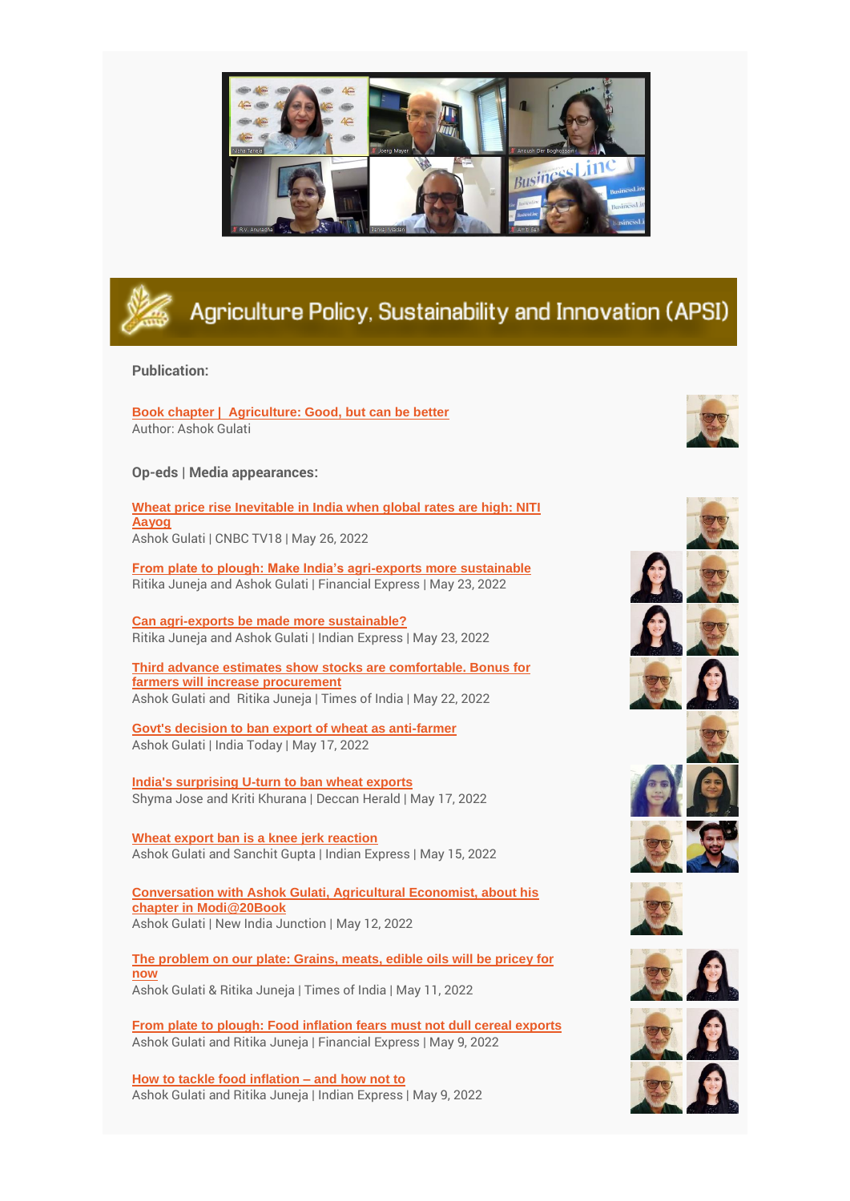## Agriculture Policy, Sustainability and Innovation (APSI)

**Publication:**

**Book chapter | Agriculture: Good, but can be better**
Author: Ashok Gulati

**Op-eds | Media appearances:**

**Wheat price rise Inevitable in India when global rates are high: NITI Aayog**
Ashok Gulati | CNBC TV18 | May 26, 2022

**From plate to plough: Make India's agri-exports more sustainable**
Ritika Juneja and Ashok Gulati | Financial Express | May 23, 2022

**Can agri-exports be made more sustainable?**
Ritika Juneja and Ashok Gulati | Indian Express | May 23, 2022

**Third advance estimates show stocks are comfortable. Bonus for farmers will increase procurement**
Ashok Gulati and Ritika Juneja | Times of India | May 22, 2022

**Govt's decision to ban export of wheat as anti-farmer**
Ashok Gulati | India Today | May 17, 2022

**India's surprising U-turn to ban wheat exports**
Shyma Jose and Kriti Khurana | Deccan Herald | May 17, 2022

**Wheat export ban is a knee jerk reaction**
Ashok Gulati and Sanchit Gupta | Indian Express | May 15, 2022

**Conversation with Ashok Gulati, Agricultural Economist, about his chapter in Modi@20Book**
Ashok Gulati | New India Junction | May 12, 2022

**The problem on our plate: Grains, meats, edible oils will be pricey for now**
Ashok Gulati & Ritika Juneja | Times of India | May 11, 2022

**From plate to plough: Food inflation fears must not dull cereal exports**
Ashok Gulati and Ritika Juneja | Financial Express | May 9, 2022

**How to tackle food inflation – and how not to**
Ashok Gulati and Ritika Juneja | Indian Express | May 9, 2022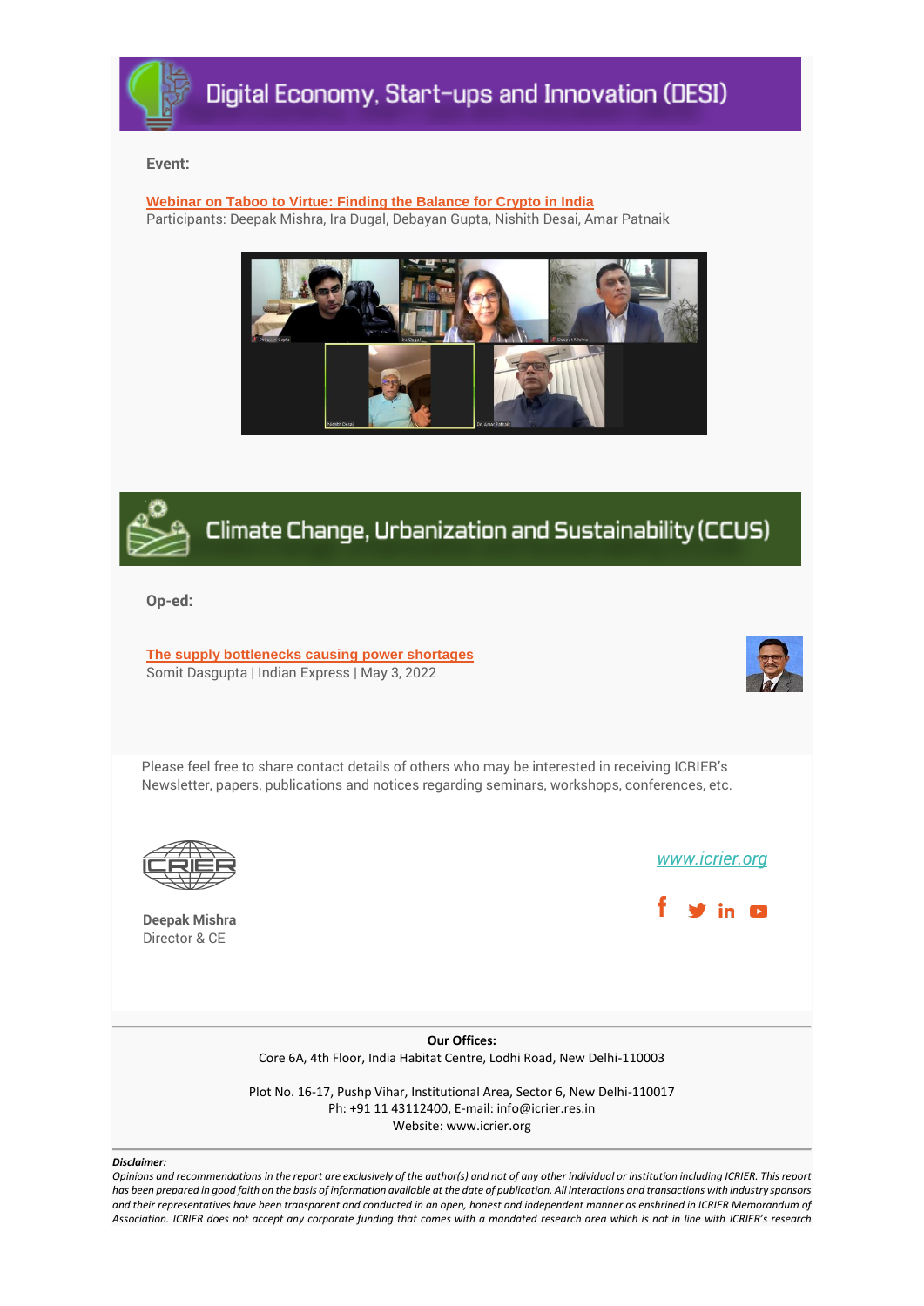## Digital Economy, Start-ups and Innovation (DESI)

**Event:**

**Webinar on Taboo to Virtue: Finding the Balance for Crypto in India**
Participants: Deepak Mishra, Ira Dugal, Debayan Gupta, Nishith Desai, Amar Patnaik

## Climate Change, Urbanization and Sustainability (CCUS)

**Op-ed:**

**The supply bottlenecks causing power shortages**
Somit Dasgupta | Indian Express | May 3, 2022

Please feel free to share contact details of others who may be interested in receiving ICRIER's Newsletter, papers, publications and notices regarding seminars, workshops, conferences, etc.

**Deepak Mishra**
Director & CE

www.icrier.org

**Our Offices:**
Core 6A, 4th Floor, India Habitat Centre, Lodhi Road, New Delhi-110003

Plot No. 16-17, Pushp Vihar, Institutional Area, Sector 6, New Delhi-110017
Ph: +91 11 43112400, E-mail: info@icrier.res.in
Website: www.icrier.org

***Disclaimer:***
*Opinions and recommendations in the report are exclusively of the author(s) and not of any other individual or institution including ICRIER. This report has been prepared in good faith on the basis of information available at the date of publication. All interactions and transactions with industry sponsors and their representatives have been transparent and conducted in an open, honest and independent manner as enshrined in ICRIER Memorandum of Association. ICRIER does not accept any corporate funding that comes with a mandated research area which is not in line with ICRIER's research*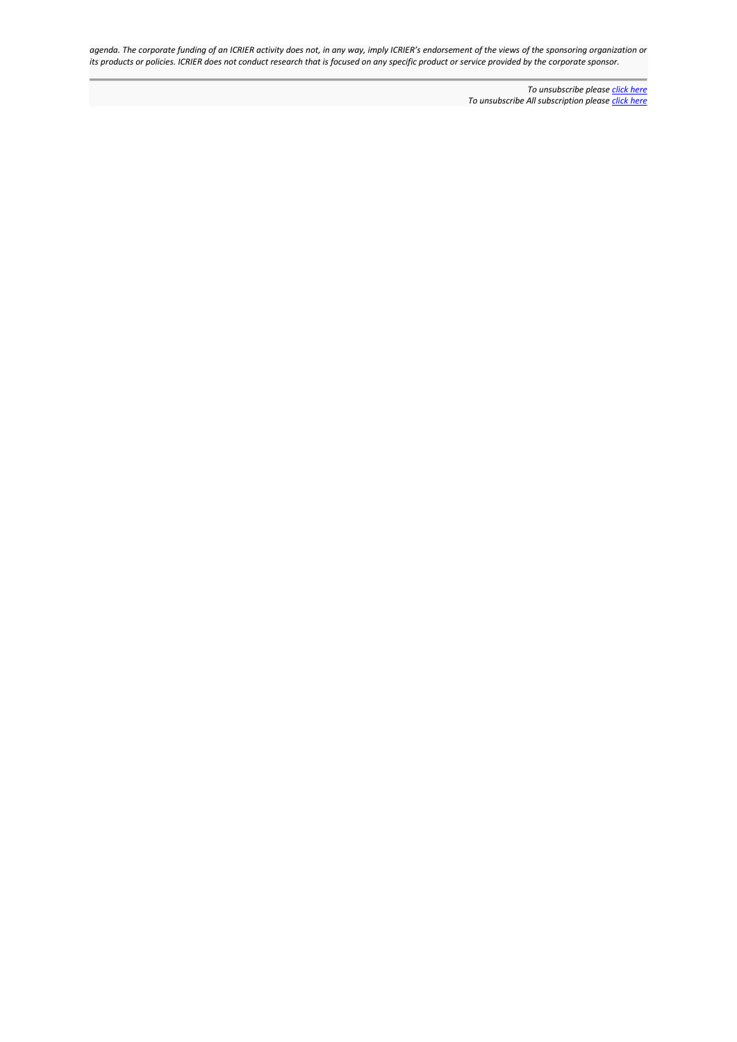*agenda. The corporate funding of an ICRIER activity does not, in any way, imply ICRIER's endorsement of the views of the sponsoring organization or its products or policies. ICRIER does not conduct research that is focused on any specific product or service provided by the corporate sponsor.*

---

*To unsubscribe please click here*
*To unsubscribe All subscription please click here*